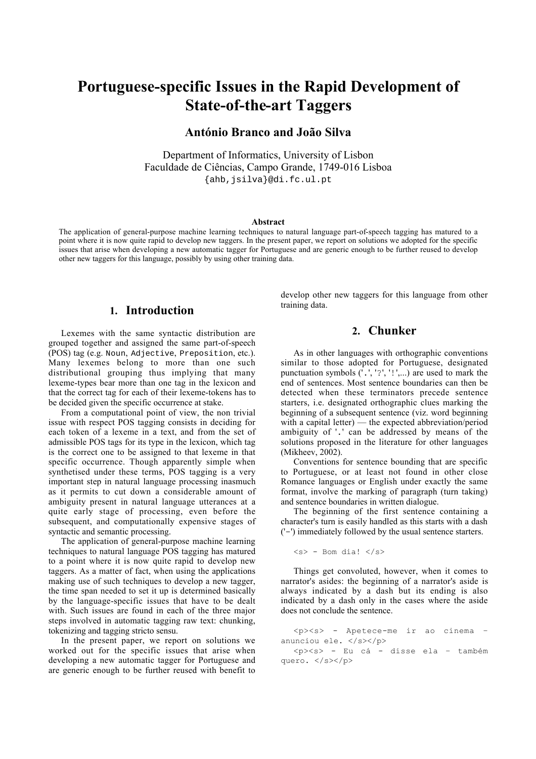# Portuguese-specific Issues in the Rapid Development of State-of-the-art Taggers

**António Branco and João Silva**

Department of Informatics, University of Lisbon
Faculdade de Ciências, Campo Grande, 1749-016 Lisboa
{ahb,jsilva}@di.fc.ul.pt

**Abstract**

The application of general-purpose machine learning techniques to natural language part-of-speech tagging has matured to a point where it is now quite rapid to develop new taggers. In the present paper, we report on solutions we adopted for the specific issues that arise when developing a new automatic tagger for Portuguese and are generic enough to be further reused to develop other new taggers for this language, possibly by using other training data.

## 1. Introduction

Lexemes with the same syntactic distribution are grouped together and assigned the same part-of-speech (POS) tag (e.g. `Noun`, `Adjective`, `Preposition`, etc.). Many lexemes belong to more than one such distributional grouping thus implying that many lexeme-types bear more than one tag in the lexicon and that the correct tag for each of their lexeme-tokens has to be decided given the specific occurrence at stake.

From a computational point of view, the non trivial issue with respect POS tagging consists in deciding for each token of a lexeme in a text, and from the set of admissible POS tags for its type in the lexicon, which tag is the correct one to be assigned to that lexeme in that specific occurrence. Though apparently simple when synthetised under these terms, POS tagging is a very important step in natural language processing inasmuch as it permits to cut down a considerable amount of ambiguity present in natural language utterances at a quite early stage of processing, even before the subsequent, and computationally expensive stages of syntactic and semantic processing.

The application of general-purpose machine learning techniques to natural language POS tagging has matured to a point where it is now quite rapid to develop new taggers. As a matter of fact, when using the applications making use of such techniques to develop a new tagger, the time span needed to set it up is determined basically by the language-specific issues that have to be dealt with. Such issues are found in each of the three major steps involved in automatic tagging raw text: chunking, tokenizing and tagging stricto sensu.

In the present paper, we report on solutions we worked out for the specific issues that arise when developing a new automatic tagger for Portuguese and are generic enough to be further reused with benefit to develop other new taggers for this language from other training data.

## 2. Chunker

As in other languages with orthographic conventions similar to those adopted for Portuguese, designated punctuation symbols ('`.`', '`?`', '`!`',...) are used to mark the end of sentences. Most sentence boundaries can then be detected when these terminators precede sentence starters, i.e. designated orthographic clues marking the beginning of a subsequent sentence (viz. word beginning with a capital letter) — the expected abbreviation/period ambiguity of '`.`' can be addressed by means of the solutions proposed in the literature for other languages (Mikheev, 2002).

Conventions for sentence bounding that are specific to Portuguese, or at least not found in other close Romance languages or English under exactly the same format, involve the marking of paragraph (turn taking) and sentence boundaries in written dialogue.

The beginning of the first sentence containing a character's turn is easily handled as this starts with a dash ('`-`') immediately followed by the usual sentence starters.

```
<s> - Bom dia! </s>
```

Things get convoluted, however, when it comes to narrator's asides: the beginning of a narrator's aside is always indicated by a dash but its ending is also indicated by a dash only in the cases where the aside does not conclude the sentence.

```
<p><s> - Apetece-me ir ao cinema – anunciou ele. </s></p>
<p><s> - Eu cá - disse ela – também quero. </s></p>
```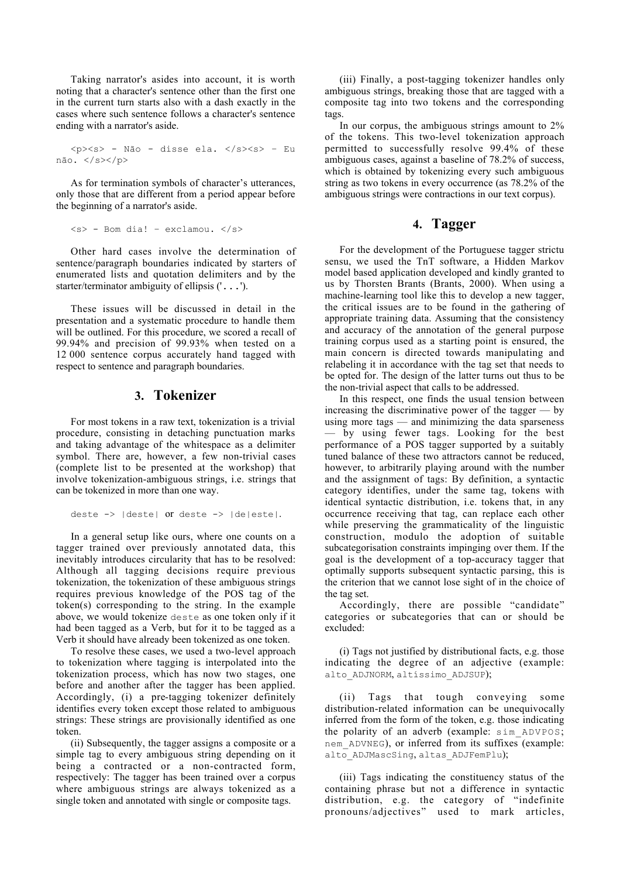Taking narrator's asides into account, it is worth noting that a character's sentence other than the first one in the current turn starts also with a dash exactly in the cases where such sentence follows a character's sentence ending with a narrator's aside.

```
<p><s> - Não - disse ela. </s><s> - Eu não. </s></p>
```

As for termination symbols of character's utterances, only those that are different from a period appear before the beginning of a narrator's aside.

```
<s> - Bom dia! - exclamou. </s>
```

Other hard cases involve the determination of sentence/paragraph boundaries indicated by starters of enumerated lists and quotation delimiters and by the starter/terminator ambiguity of ellipsis ('...').

These issues will be discussed in detail in the presentation and a systematic procedure to handle them will be outlined. For this procedure, we scored a recall of 99.94% and precision of 99.93% when tested on a 12 000 sentence corpus accurately hand tagged with respect to sentence and paragraph boundaries.

## 3. Tokenizer

For most tokens in a raw text, tokenization is a trivial procedure, consisting in detaching punctuation marks and taking advantage of the whitespace as a delimiter symbol. There are, however, a few non-trivial cases (complete list to be presented at the workshop) that involve tokenization-ambiguous strings, i.e. strings that can be tokenized in more than one way.

`deste -> |deste|` or `deste -> |de|este|`.

In a general setup like ours, where one counts on a tagger trained over previously annotated data, this inevitably introduces circularity that has to be resolved: Although all tagging decisions require previous tokenization, the tokenization of these ambiguous strings requires previous knowledge of the POS tag of the token(s) corresponding to the string. In the example above, we would tokenize `deste` as one token only if it had been tagged as a Verb, but for it to be tagged as a Verb it should have already been tokenized as one token.

To resolve these cases, we used a two-level approach to tokenization where tagging is interpolated into the tokenization process, which has now two stages, one before and another after the tagger has been applied. Accordingly, (i) a pre-tagging tokenizer definitely identifies every token except those related to ambiguous strings: These strings are provisionally identified as one token.

(ii) Subsequently, the tagger assigns a composite or a simple tag to every ambiguous string depending on it being a contracted or a non-contracted form, respectively: The tagger has been trained over a corpus where ambiguous strings are always tokenized as a single token and annotated with single or composite tags.

(iii) Finally, a post-tagging tokenizer handles only ambiguous strings, breaking those that are tagged with a composite tag into two tokens and the corresponding tags.

In our corpus, the ambiguous strings amount to 2% of the tokens. This two-level tokenization approach permitted to successfully resolve 99.4% of these ambiguous cases, against a baseline of 78.2% of success, which is obtained by tokenizing every such ambiguous string as two tokens in every occurrence (as 78.2% of the ambiguous strings were contractions in our text corpus).

## 4. Tagger

For the development of the Portuguese tagger strictu sensu, we used the TnT software, a Hidden Markov model based application developed and kindly granted to us by Thorsten Brants (Brants, 2000). When using a machine-learning tool like this to develop a new tagger, the critical issues are to be found in the gathering of appropriate training data. Assuming that the consistency and accuracy of the annotation of the general purpose training corpus used as a starting point is ensured, the main concern is directed towards manipulating and relabeling it in accordance with the tag set that needs to be opted for. The design of the latter turns out thus to be the non-trivial aspect that calls to be addressed.

In this respect, one finds the usual tension between increasing the discriminative power of the tagger — by using more tags — and minimizing the data sparseness — by using fewer tags. Looking for the best performance of a POS tagger supported by a suitably tuned balance of these two attractors cannot be reduced, however, to arbitrarily playing around with the number and the assignment of tags: By definition, a syntactic category identifies, under the same tag, tokens with identical syntactic distribution, i.e. tokens that, in any occurrence receiving that tag, can replace each other while preserving the grammaticality of the linguistic construction, modulo the adoption of suitable subcategorisation constraints impinging over them. If the goal is the development of a top-accuracy tagger that optimally supports subsequent syntactic parsing, this is the criterion that we cannot lose sight of in the choice of the tag set.

Accordingly, there are possible "candidate" categories or subcategories that can or should be excluded:

(i) Tags not justified by distributional facts, e.g. those indicating the degree of an adjective (example: `alto_ADJNORM`, `altíssimo_ADJSUP`);

(ii) Tags that tough conveying some distribution-related information can be unequivocally inferred from the form of the token, e.g. those indicating the polarity of an adverb (example: `sim_ADVPOS`; `nem_ADVNEG`), or inferred from its suffixes (example: `alto_ADJMascSing`, `altas_ADJFemPlu`);

(iii) Tags indicating the constituency status of the containing phrase but not a difference in syntactic distribution, e.g. the category of "indefinite pronouns/adjectives" used to mark articles,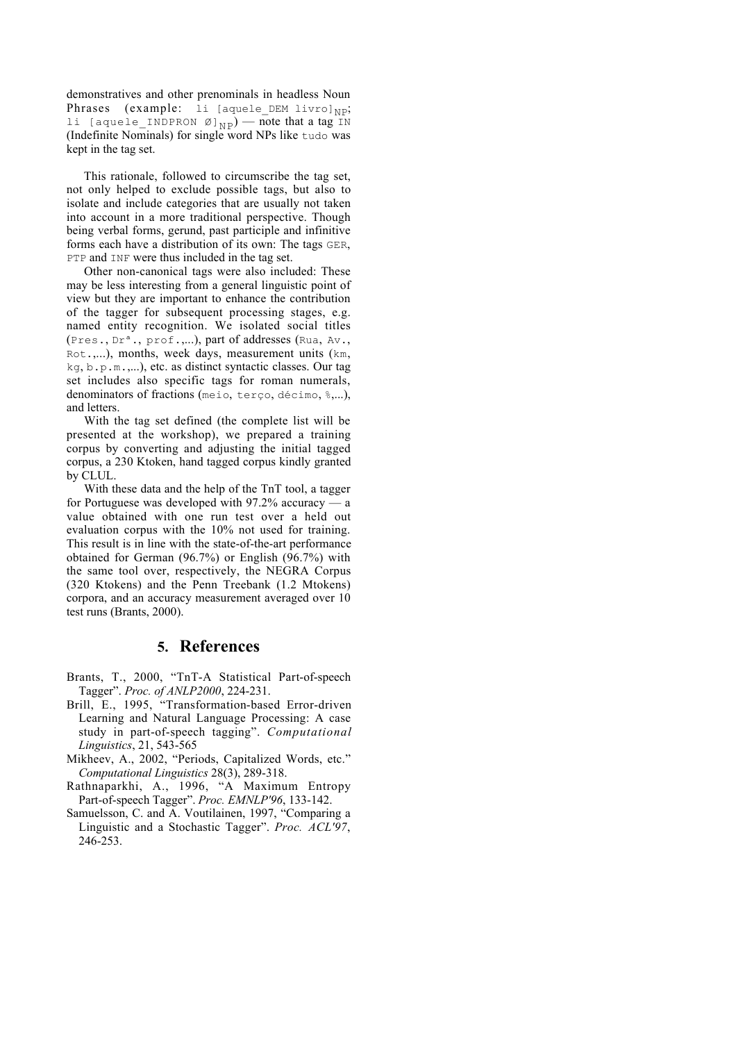demonstratives and other prenominals in headless Noun Phrases (example: li [aquele_DEM livro]$_{NP}$; li [aquele_INDPRON Ø]$_{NP}$) — note that a tag IN (Indefinite Nominals) for single word NPs like tudo was kept in the tag set.

This rationale, followed to circumscribe the tag set, not only helped to exclude possible tags, but also to isolate and include categories that are usually not taken into account in a more traditional perspective. Though being verbal forms, gerund, past participle and infinitive forms each have a distribution of its own: The tags GER, PTP and INF were thus included in the tag set.

Other non-canonical tags were also included: These may be less interesting from a general linguistic point of view but they are important to enhance the contribution of the tagger for subsequent processing stages, e.g. named entity recognition. We isolated social titles (Pres., Drª., prof.,...), part of addresses (Rua, Av., Rot.,...), months, week days, measurement units (km, kg, b.p.m.,...), etc. as distinct syntactic classes. Our tag set includes also specific tags for roman numerals, denominators of fractions (meio, terço, décimo, %,...), and letters.

With the tag set defined (the complete list will be presented at the workshop), we prepared a training corpus by converting and adjusting the initial tagged corpus, a 230 Ktoken, hand tagged corpus kindly granted by CLUL.

With these data and the help of the TnT tool, a tagger for Portuguese was developed with 97.2% accuracy — a value obtained with one run test over a held out evaluation corpus with the 10% not used for training. This result is in line with the state-of-the-art performance obtained for German (96.7%) or English (96.7%) with the same tool over, respectively, the NEGRA Corpus (320 Ktokens) and the Penn Treebank (1.2 Mtokens) corpora, and an accuracy measurement averaged over 10 test runs (Brants, 2000).

# 5. References

Brants, T., 2000, "TnT-A Statistical Part-of-speech Tagger". *Proc. of ANLP2000*, 224-231.

Brill, E., 1995, "Transformation-based Error-driven Learning and Natural Language Processing: A case study in part-of-speech tagging". *Computational Linguistics*, 21, 543-565

Mikheev, A., 2002, "Periods, Capitalized Words, etc." *Computational Linguistics* 28(3), 289-318.

Rathnaparkhi, A., 1996, "A Maximum Entropy Part-of-speech Tagger". *Proc. EMNLP'96*, 133-142.

Samuelsson, C. and A. Voutilainen, 1997, "Comparing a Linguistic and a Stochastic Tagger". *Proc. ACL'97*, 246-253.